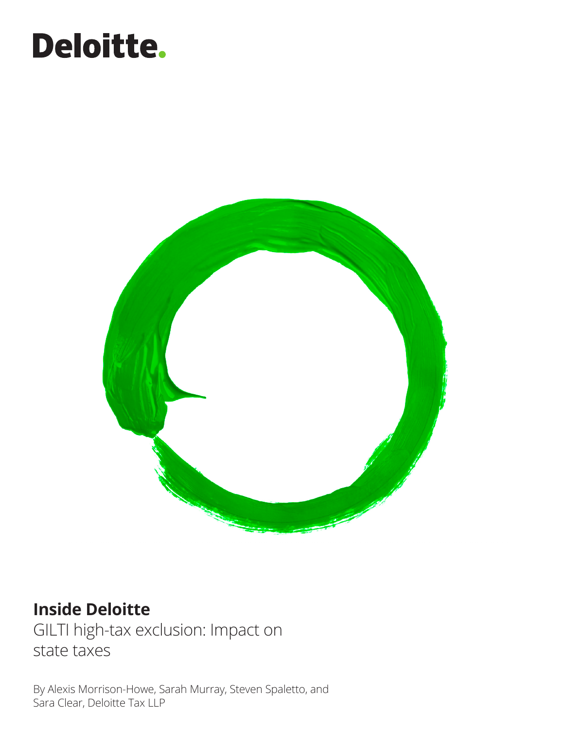Deloitte.

# Inside Deloitte

GILTI high-tax exclusion: Impact on state taxes

By Alexis Morrison-Howe, Sarah Murray, Steven Spaletto, and Sara Clear, Deloitte Tax LLP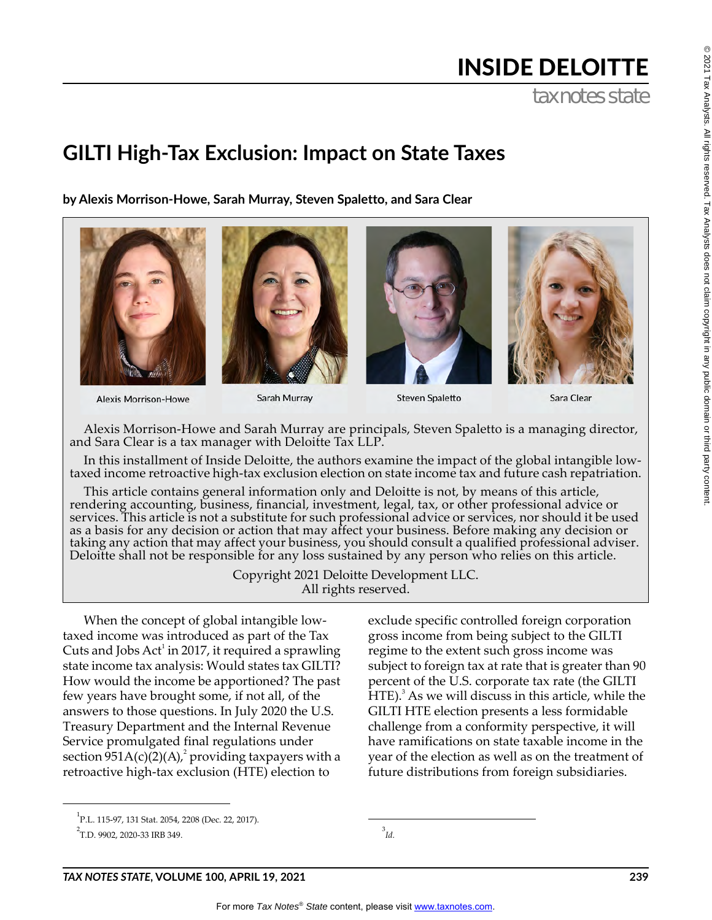# INSIDE DELOITTE

taxnotes state

# GILTI High-Tax Exclusion: Impact on State Taxes

**by Alexis Morrison-Howe, Sarah Murray, Steven Spaletto, and Sara Clear**

Alexis Morrison-Howe | Sarah Murray | Steven Spaletto | Sara Clear

Alexis Morrison-Howe and Sarah Murray are principals, Steven Spaletto is a managing director, and Sara Clear is a tax manager with Deloitte Tax LLP.

In this installment of Inside Deloitte, the authors examine the impact of the global intangible low-taxed income retroactive high-tax exclusion election on state income tax and future cash repatriation.

This article contains general information only and Deloitte is not, by means of this article, rendering accounting, business, financial, investment, legal, tax, or other professional advice or services. This article is not a substitute for such professional advice or services, nor should it be used as a basis for any decision or action that may affect your business. Before making any decision or taking any action that may affect your business, you should consult a qualified professional adviser. Deloitte shall not be responsible for any loss sustained by any person who relies on this article.

Copyright 2021 Deloitte Development LLC.
All rights reserved.

When the concept of global intangible low-taxed income was introduced as part of the Tax Cuts and Jobs Act[1] in 2017, it required a sprawling state income tax analysis: Would states tax GILTI? How would the income be apportioned? The past few years have brought some, if not all, of the answers to those questions. In July 2020 the U.S. Treasury Department and the Internal Revenue Service promulgated final regulations under section 951A(c)(2)(A),[2] providing taxpayers with a retroactive high-tax exclusion (HTE) election to exclude specific controlled foreign corporation gross income from being subject to the GILTI regime to the extent such gross income was subject to foreign tax at rate that is greater than 90 percent of the U.S. corporate tax rate (the GILTI HTE).[3] As we will discuss in this article, while the GILTI HTE election presents a less formidable challenge from a conformity perspective, it will have ramifications on state taxable income in the year of the election as well as on the treatment of future distributions from foreign subsidiaries.

[1] P.L. 115-97, 131 Stat. 2054, 2208 (Dec. 22, 2017).

[2] T.D. 9902, 2020-33 IRB 349.

[3] *Id.*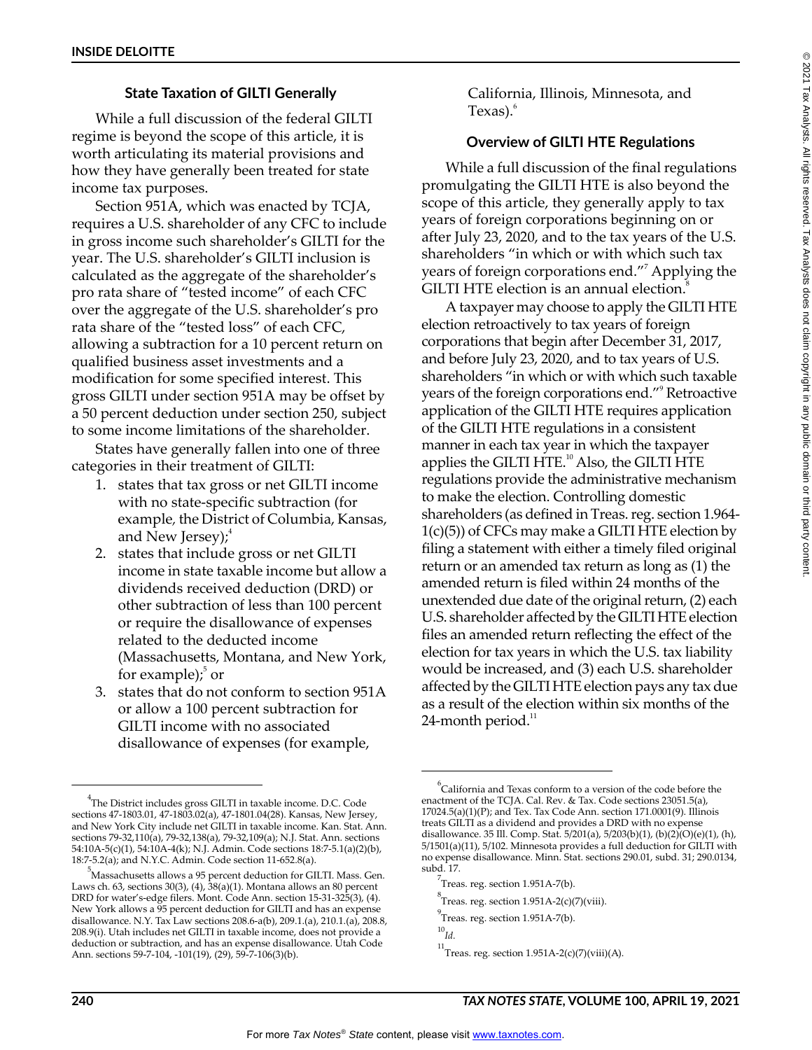## State Taxation of GILTI Generally

While a full discussion of the federal GILTI regime is beyond the scope of this article, it is worth articulating its material provisions and how they have generally been treated for state income tax purposes.

Section 951A, which was enacted by TCJA, requires a U.S. shareholder of any CFC to include in gross income such shareholder's GILTI for the year. The U.S. shareholder's GILTI inclusion is calculated as the aggregate of the shareholder's pro rata share of "tested income" of each CFC over the aggregate of the U.S. shareholder's pro rata share of the "tested loss" of each CFC, allowing a subtraction for a 10 percent return on qualified business asset investments and a modification for some specified interest. This gross GILTI under section 951A may be offset by a 50 percent deduction under section 250, subject to some income limitations of the shareholder.

States have generally fallen into one of three categories in their treatment of GILTI:

1. states that tax gross or net GILTI income with no state-specific subtraction (for example, the District of Columbia, Kansas, and New Jersey);[4]
2. states that include gross or net GILTI income in state taxable income but allow a dividends received deduction (DRD) or other subtraction of less than 100 percent or require the disallowance of expenses related to the deducted income (Massachusetts, Montana, and New York, for example);[5] or
3. states that do not conform to section 951A or allow a 100 percent subtraction for GILTI income with no associated disallowance of expenses (for example, California, Illinois, Minnesota, and Texas).[6]

## Overview of GILTI HTE Regulations

While a full discussion of the final regulations promulgating the GILTI HTE is also beyond the scope of this article, they generally apply to tax years of foreign corporations beginning on or after July 23, 2020, and to the tax years of the U.S. shareholders "in which or with which such tax years of foreign corporations end."[7] Applying the GILTI HTE election is an annual election.[8]

A taxpayer may choose to apply the GILTI HTE election retroactively to tax years of foreign corporations that begin after December 31, 2017, and before July 23, 2020, and to tax years of U.S. shareholders "in which or with which such taxable years of the foreign corporations end."[9] Retroactive application of the GILTI HTE requires application of the GILTI HTE regulations in a consistent manner in each tax year in which the taxpayer applies the GILTI HTE.[10] Also, the GILTI HTE regulations provide the administrative mechanism to make the election. Controlling domestic shareholders (as defined in Treas. reg. section 1.964-1(c)(5)) of CFCs may make a GILTI HTE election by filing a statement with either a timely filed original return or an amended tax return as long as (1) the amended return is filed within 24 months of the unextended due date of the original return, (2) each U.S. shareholder affected by the GILTI HTE election files an amended return reflecting the effect of the election for tax years in which the U.S. tax liability would be increased, and (3) each U.S. shareholder affected by the GILTI HTE election pays any tax due as a result of the election within six months of the 24-month period.[11]

---

[4] The District includes gross GILTI in taxable income. D.C. Code sections 47-1803.01, 47-1803.02(a), 47-1801.04(28). Kansas, New Jersey, and New York City include net GILTI in taxable income. Kan. Stat. Ann. sections 79-32,110(a), 79-32,138(a), 79-32,109(a); N.J. Stat. Ann. sections 54:10A-5(c)(1), 54:10A-4(k); N.J. Admin. Code sections 18:7-5.1(a)(2)(b), 18:7-5.2(a); and N.Y.C. Admin. Code section 11-652.8(a).

[5] Massachusetts allows a 95 percent deduction for GILTI. Mass. Gen. Laws ch. 63, sections 30(3), (4), 38(a)(1). Montana allows an 80 percent DRD for water's-edge filers. Mont. Code Ann. section 15-31-325(3), (4). New York allows a 95 percent deduction for GILTI and has an expense disallowance. N.Y. Tax Law sections 208.6-a(b), 209.1.(a), 210.1.(a), 208.8, 208.9(i). Utah includes net GILTI in taxable income, does not provide a deduction or subtraction, and has an expense disallowance. Utah Code Ann. sections 59-7-104, -101(19), (29), 59-7-106(3)(b).

[6] California and Texas conform to a version of the code before the enactment of the TCJA. Cal. Rev. & Tax. Code sections 23051.5(a), 17024.5(a)(1)(P); and Tex. Tax Code Ann. section 171.0001(9). Illinois treats GILTI as a dividend and provides a DRD with no expense disallowance. 35 Ill. Comp. Stat. 5/201(a), 5/203(b)(1), (b)(2)(O)(e)(1), (h), 5/1501(a)(11), 5/102. Minnesota provides a full deduction for GILTI with no expense disallowance. Minn. Stat. sections 290.01, subd. 31; 290.0134, subd. 17.

[7] Treas. reg. section 1.951A-7(b).

[8] Treas. reg. section 1.951A-2(c)(7)(viii).

[9] Treas. reg. section 1.951A-7(b).

[10] *Id.*

[11] Treas. reg. section 1.951A-2(c)(7)(viii)(A).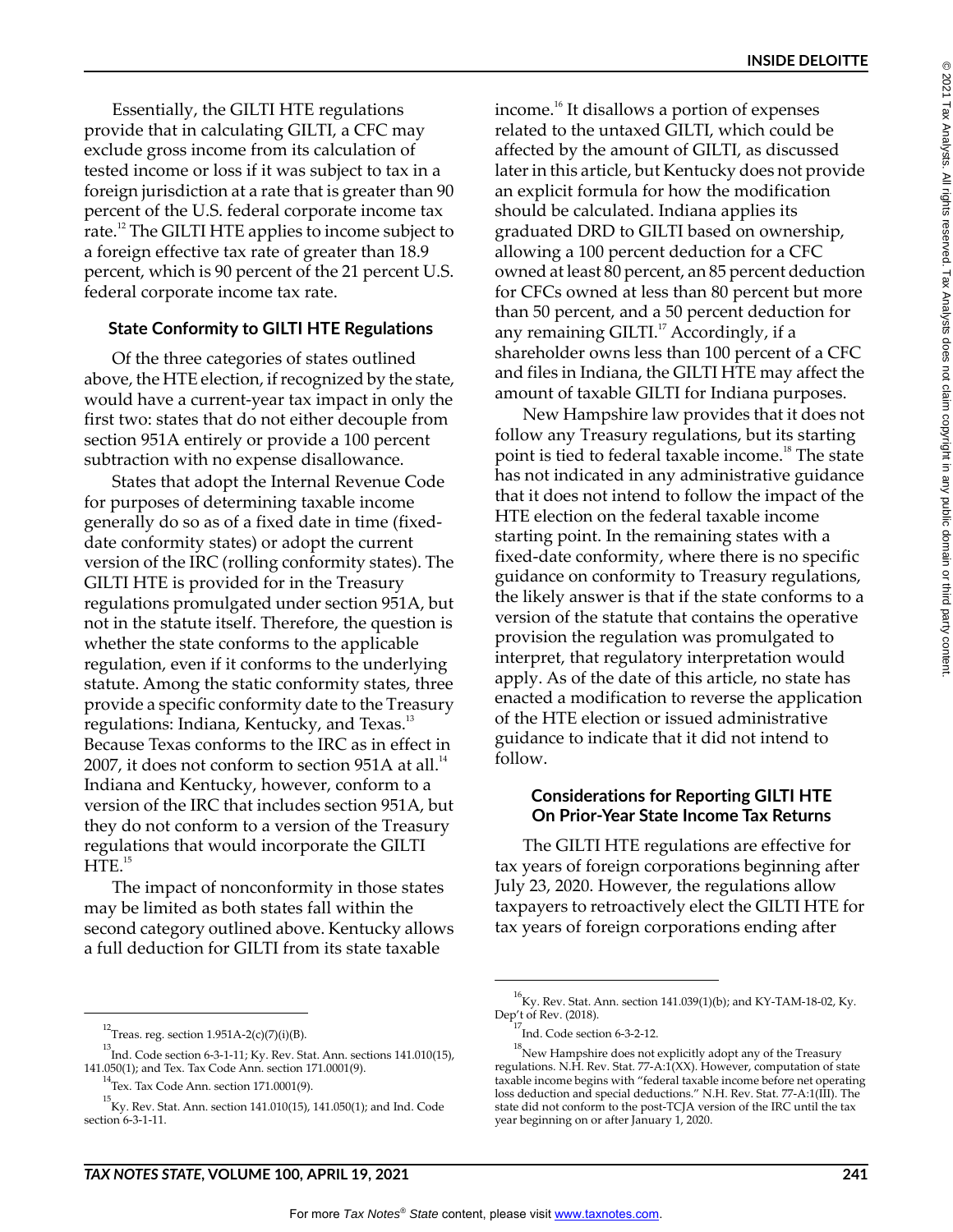Essentially, the GILTI HTE regulations provide that in calculating GILTI, a CFC may exclude gross income from its calculation of tested income or loss if it was subject to tax in a foreign jurisdiction at a rate that is greater than 90 percent of the U.S. federal corporate income tax rate.[12] The GILTI HTE applies to income subject to a foreign effective tax rate of greater than 18.9 percent, which is 90 percent of the 21 percent U.S. federal corporate income tax rate.

### State Conformity to GILTI HTE Regulations

Of the three categories of states outlined above, the HTE election, if recognized by the state, would have a current-year tax impact in only the first two: states that do not either decouple from section 951A entirely or provide a 100 percent subtraction with no expense disallowance.

States that adopt the Internal Revenue Code for purposes of determining taxable income generally do so as of a fixed date in time (fixed-date conformity states) or adopt the current version of the IRC (rolling conformity states). The GILTI HTE is provided for in the Treasury regulations promulgated under section 951A, but not in the statute itself. Therefore, the question is whether the state conforms to the applicable regulation, even if it conforms to the underlying statute. Among the static conformity states, three provide a specific conformity date to the Treasury regulations: Indiana, Kentucky, and Texas.[13] Because Texas conforms to the IRC as in effect in 2007, it does not conform to section 951A at all.[14] Indiana and Kentucky, however, conform to a version of the IRC that includes section 951A, but they do not conform to a version of the Treasury regulations that would incorporate the GILTI HTE.[15]

The impact of nonconformity in those states may be limited as both states fall within the second category outlined above. Kentucky allows a full deduction for GILTI from its state taxable income.[16] It disallows a portion of expenses related to the untaxed GILTI, which could be affected by the amount of GILTI, as discussed later in this article, but Kentucky does not provide an explicit formula for how the modification should be calculated. Indiana applies its graduated DRD to GILTI based on ownership, allowing a 100 percent deduction for a CFC owned at least 80 percent, an 85 percent deduction for CFCs owned at less than 80 percent but more than 50 percent, and a 50 percent deduction for any remaining GILTI.[17] Accordingly, if a shareholder owns less than 100 percent of a CFC and files in Indiana, the GILTI HTE may affect the amount of taxable GILTI for Indiana purposes.

New Hampshire law provides that it does not follow any Treasury regulations, but its starting point is tied to federal taxable income.[18] The state has not indicated in any administrative guidance that it does not intend to follow the impact of the HTE election on the federal taxable income starting point. In the remaining states with a fixed-date conformity, where there is no specific guidance on conformity to Treasury regulations, the likely answer is that if the state conforms to a version of the statute that contains the operative provision the regulation was promulgated to interpret, that regulatory interpretation would apply. As of the date of this article, no state has enacted a modification to reverse the application of the HTE election or issued administrative guidance to indicate that it did not intend to follow.

### Considerations for Reporting GILTI HTE On Prior-Year State Income Tax Returns

The GILTI HTE regulations are effective for tax years of foreign corporations beginning after July 23, 2020. However, the regulations allow taxpayers to retroactively elect the GILTI HTE for tax years of foreign corporations ending after

---

[12] Treas. reg. section 1.951A-2(c)(7)(i)(B).

[13] Ind. Code section 6-3-1-11; Ky. Rev. Stat. Ann. sections 141.010(15), 141.050(1); and Tex. Tax Code Ann. section 171.0001(9).

[14] Tex. Tax Code Ann. section 171.0001(9).

[15] Ky. Rev. Stat. Ann. section 141.010(15), 141.050(1); and Ind. Code section 6-3-1-11.

[16] Ky. Rev. Stat. Ann. section 141.039(1)(b); and KY-TAM-18-02, Ky. Dep't of Rev. (2018).

[17] Ind. Code section 6-3-2-12.

[18] New Hampshire does not explicitly adopt any of the Treasury regulations. N.H. Rev. Stat. 77-A:1(XX). However, computation of state taxable income begins with "federal taxable income before net operating loss deduction and special deductions." N.H. Rev. Stat. 77-A:1(III). The state did not conform to the post-TCJA version of the IRC until the tax year beginning on or after January 1, 2020.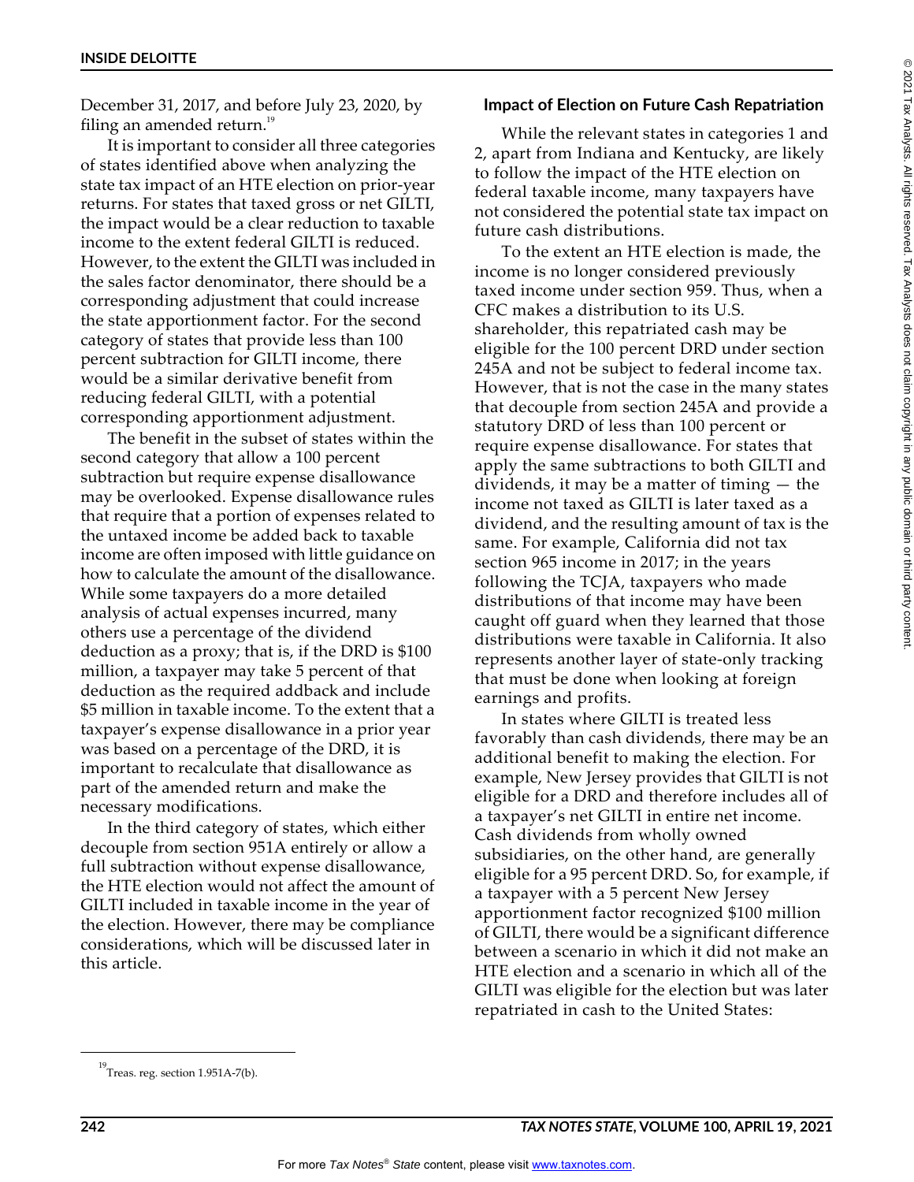December 31, 2017, and before July 23, 2020, by filing an amended return.[19]

It is important to consider all three categories of states identified above when analyzing the state tax impact of an HTE election on prior-year returns. For states that taxed gross or net GILTI, the impact would be a clear reduction to taxable income to the extent federal GILTI is reduced. However, to the extent the GILTI was included in the sales factor denominator, there should be a corresponding adjustment that could increase the state apportionment factor. For the second category of states that provide less than 100 percent subtraction for GILTI income, there would be a similar derivative benefit from reducing federal GILTI, with a potential corresponding apportionment adjustment.

The benefit in the subset of states within the second category that allow a 100 percent subtraction but require expense disallowance may be overlooked. Expense disallowance rules that require that a portion of expenses related to the untaxed income be added back to taxable income are often imposed with little guidance on how to calculate the amount of the disallowance. While some taxpayers do a more detailed analysis of actual expenses incurred, many others use a percentage of the dividend deduction as a proxy; that is, if the DRD is $100 million, a taxpayer may take 5 percent of that deduction as the required addback and include $5 million in taxable income. To the extent that a taxpayer's expense disallowance in a prior year was based on a percentage of the DRD, it is important to recalculate that disallowance as part of the amended return and make the necessary modifications.

In the third category of states, which either decouple from section 951A entirely or allow a full subtraction without expense disallowance, the HTE election would not affect the amount of GILTI included in taxable income in the year of the election. However, there may be compliance considerations, which will be discussed later in this article.

### Impact of Election on Future Cash Repatriation

While the relevant states in categories 1 and 2, apart from Indiana and Kentucky, are likely to follow the impact of the HTE election on federal taxable income, many taxpayers have not considered the potential state tax impact on future cash distributions.

To the extent an HTE election is made, the income is no longer considered previously taxed income under section 959. Thus, when a CFC makes a distribution to its U.S. shareholder, this repatriated cash may be eligible for the 100 percent DRD under section 245A and not be subject to federal income tax. However, that is not the case in the many states that decouple from section 245A and provide a statutory DRD of less than 100 percent or require expense disallowance. For states that apply the same subtractions to both GILTI and dividends, it may be a matter of timing — the income not taxed as GILTI is later taxed as a dividend, and the resulting amount of tax is the same. For example, California did not tax section 965 income in 2017; in the years following the TCJA, taxpayers who made distributions of that income may have been caught off guard when they learned that those distributions were taxable in California. It also represents another layer of state-only tracking that must be done when looking at foreign earnings and profits.

In states where GILTI is treated less favorably than cash dividends, there may be an additional benefit to making the election. For example, New Jersey provides that GILTI is not eligible for a DRD and therefore includes all of a taxpayer's net GILTI in entire net income. Cash dividends from wholly owned subsidiaries, on the other hand, are generally eligible for a 95 percent DRD. So, for example, if a taxpayer with a 5 percent New Jersey apportionment factor recognized $100 million of GILTI, there would be a significant difference between a scenario in which it did not make an HTE election and a scenario in which all of the GILTI was eligible for the election but was later repatriated in cash to the United States:

[19] Treas. reg. section 1.951A-7(b).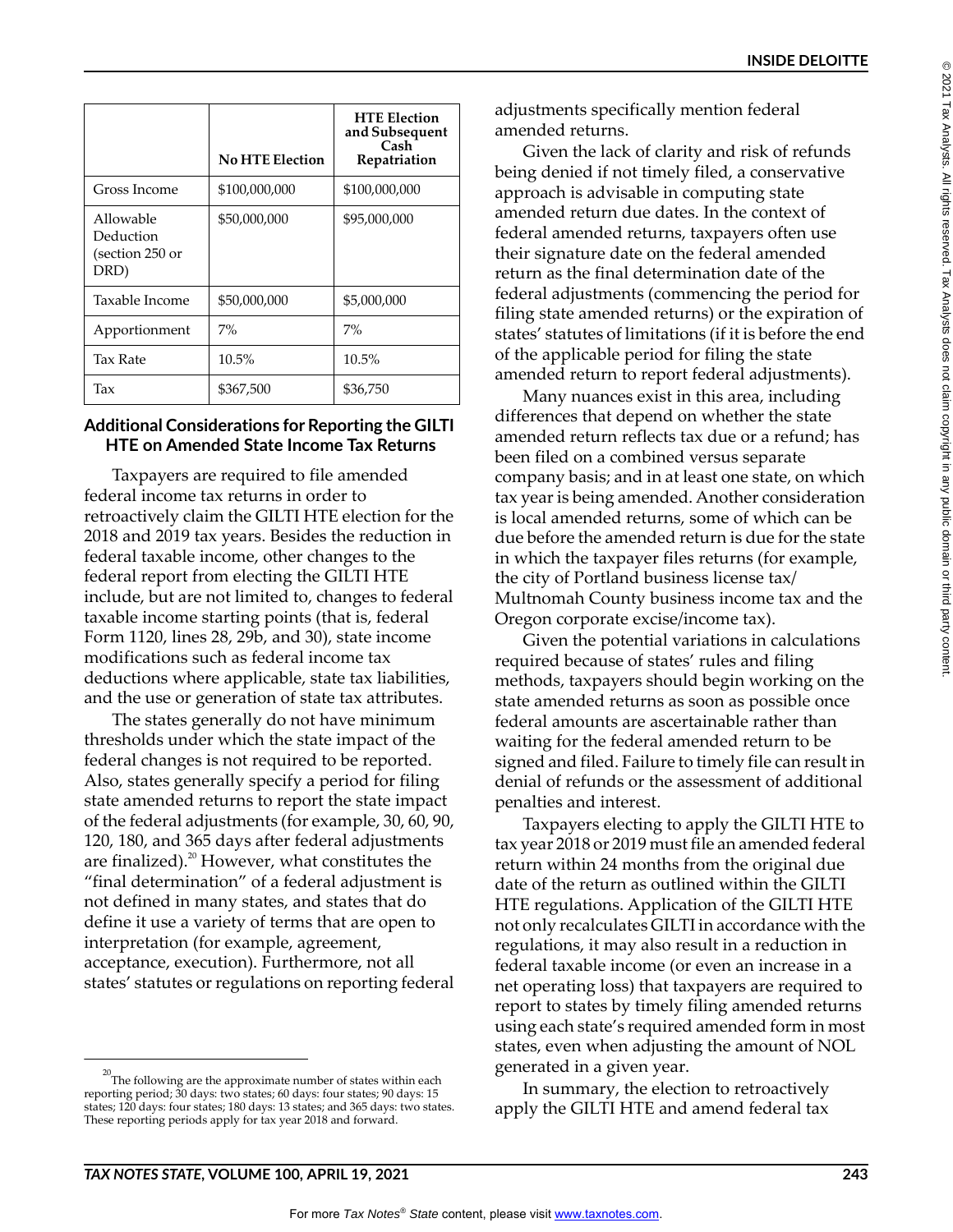| | No HTE Election | HTE Election and Subsequent Cash Repatriation |
|---|---|---|
| Gross Income | \$100,000,000 | \$100,000,000 |
| Allowable Deduction (section 250 or DRD) | \$50,000,000 | \$95,000,000 |
| Taxable Income | \$50,000,000 | \$5,000,000 |
| Apportionment | 7% | 7% |
| Tax Rate | 10.5% | 10.5% |
| Tax | \$367,500 | \$36,750 |

### Additional Considerations for Reporting the GILTI HTE on Amended State Income Tax Returns

Taxpayers are required to file amended federal income tax returns in order to retroactively claim the GILTI HTE election for the 2018 and 2019 tax years. Besides the reduction in federal taxable income, other changes to the federal report from electing the GILTI HTE include, but are not limited to, changes to federal taxable income starting points (that is, federal Form 1120, lines 28, 29b, and 30), state income modifications such as federal income tax deductions where applicable, state tax liabilities, and the use or generation of state tax attributes.

The states generally do not have minimum thresholds under which the state impact of the federal changes is not required to be reported. Also, states generally specify a period for filing state amended returns to report the state impact of the federal adjustments (for example, 30, 60, 90, 120, 180, and 365 days after federal adjustments are finalized).[20] However, what constitutes the "final determination" of a federal adjustment is not defined in many states, and states that do define it use a variety of terms that are open to interpretation (for example, agreement, acceptance, execution). Furthermore, not all states' statutes or regulations on reporting federal adjustments specifically mention federal amended returns.

Given the lack of clarity and risk of refunds being denied if not timely filed, a conservative approach is advisable in computing state amended return due dates. In the context of federal amended returns, taxpayers often use their signature date on the federal amended return as the final determination date of the federal adjustments (commencing the period for filing state amended returns) or the expiration of states' statutes of limitations (if it is before the end of the applicable period for filing the state amended return to report federal adjustments).

Many nuances exist in this area, including differences that depend on whether the state amended return reflects tax due or a refund; has been filed on a combined versus separate company basis; and in at least one state, on which tax year is being amended. Another consideration is local amended returns, some of which can be due before the amended return is due for the state in which the taxpayer files returns (for example, the city of Portland business license tax/Multnomah County business income tax and the Oregon corporate excise/income tax).

Given the potential variations in calculations required because of states' rules and filing methods, taxpayers should begin working on the state amended returns as soon as possible once federal amounts are ascertainable rather than waiting for the federal amended return to be signed and filed. Failure to timely file can result in denial of refunds or the assessment of additional penalties and interest.

Taxpayers electing to apply the GILTI HTE to tax year 2018 or 2019 must file an amended federal return within 24 months from the original due date of the return as outlined within the GILTI HTE regulations. Application of the GILTI HTE not only recalculates GILTI in accordance with the regulations, it may also result in a reduction in federal taxable income (or even an increase in a net operating loss) that taxpayers are required to report to states by timely filing amended returns using each state's required amended form in most states, even when adjusting the amount of NOL generated in a given year.

In summary, the election to retroactively apply the GILTI HTE and amend federal tax

---

[20] The following are the approximate number of states within each reporting period; 30 days: two states; 60 days: four states; 90 days: 15 states; 120 days: four states; 180 days: 13 states; and 365 days: two states. These reporting periods apply for tax year 2018 and forward.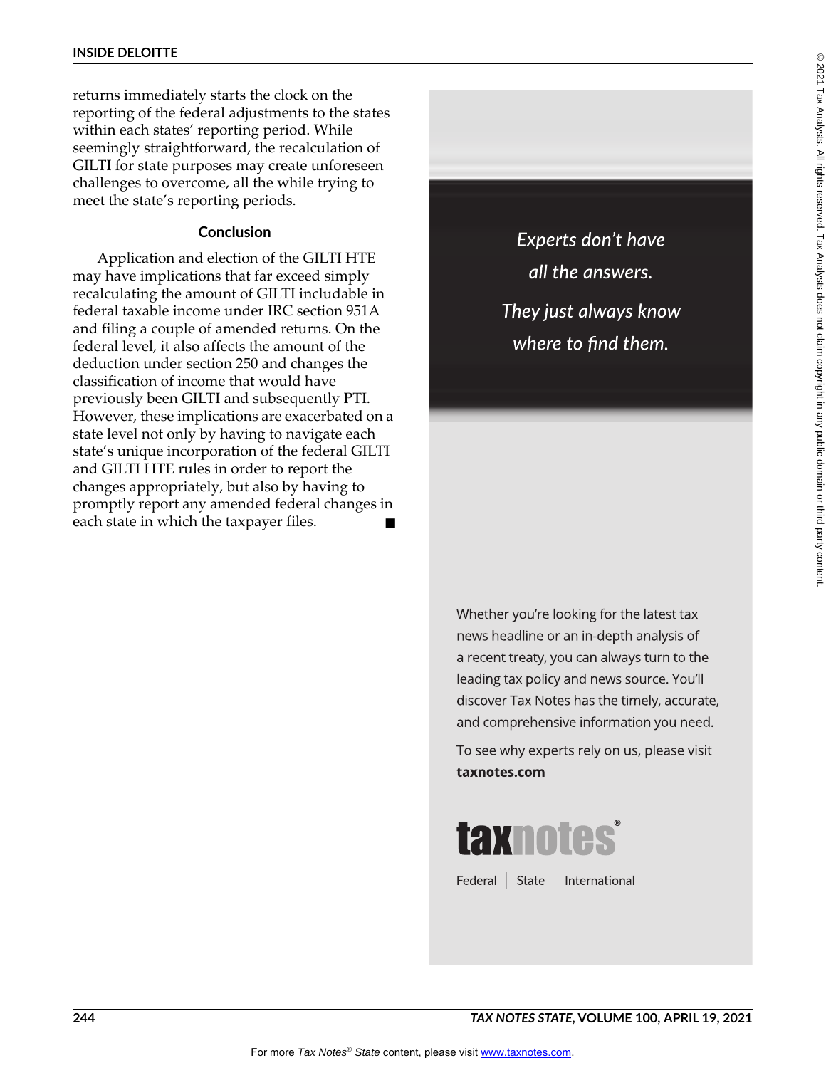returns immediately starts the clock on the reporting of the federal adjustments to the states within each states' reporting period. While seemingly straightforward, the recalculation of GILTI for state purposes may create unforeseen challenges to overcome, all the while trying to meet the state's reporting periods.

## Conclusion

Application and election of the GILTI HTE may have implications that far exceed simply recalculating the amount of GILTI includable in federal taxable income under IRC section 951A and filing a couple of amended returns. On the federal level, it also affects the amount of the deduction under section 250 and changes the classification of income that would have previously been GILTI and subsequently PTI. However, these implications are exacerbated on a state level not only by having to navigate each state's unique incorporation of the federal GILTI and GILTI HTE rules in order to report the changes appropriately, but also by having to promptly report any amended federal changes in each state in which the taxpayer files. ■

*Experts don't have all the answers.*

*They just always know where to find them.*

Whether you're looking for the latest tax news headline or an in-depth analysis of a recent treaty, you can always turn to the leading tax policy and news source. You'll discover Tax Notes has the timely, accurate, and comprehensive information you need.

To see why experts rely on us, please visit **taxnotes.com**

taxnotes®

Federal | State | International